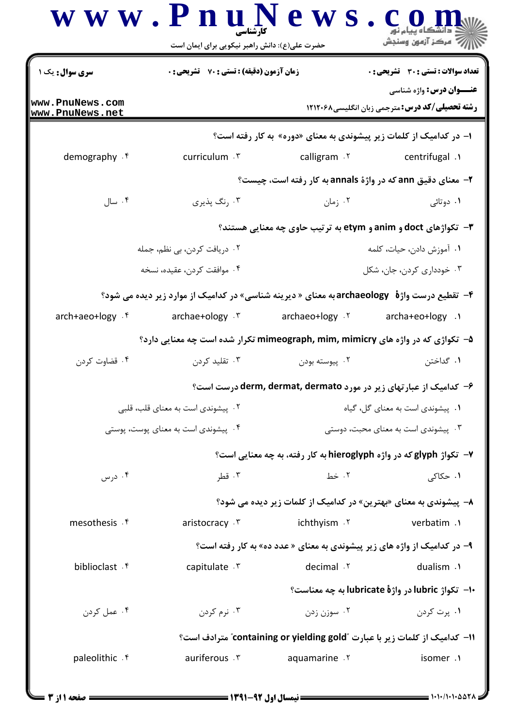کارشناسی

حضرت علی(ع): دانش راهبر نیکویی برای ایمان است

**سری سوال:** یک ۱ | **زمان آزمون (دقیقه) : تستی :** ۷۰ **تشریحی :** ۰ | **تعداد سوالات : تستی :** ۳۰ **تشریحی :** ۰

**عنـــوان درس:** واژه شناسی

**رشته تحصیلی/کد درس:** مترجمی زبان انگلیسی۱۲۱۲۰۶۸

۱- در کدامیک از کلمات زیر پیشوندی به معنای «دوره» به کار رفته است؟

۱. centrifugal
۲. calligram
۳. curriculum
۴. demography

۲- معنای دقیق ann که در واژهٔ annals به کار رفته است، چیست؟

۱. دوتائی
۲. زمان
۳. رنگ پذیری
۴. سال

۳- تکواژهای doct و anim و etym به ترتیب حاوی چه معنایی هستند؟

۱. آموزش دادن، حیات، کلمه
۲. دریافت کردن، بی نظم، جمله
۳. خودداری کردن، جان، شکل
۴. موافقت کردن، عقیده، نسخه

۴- تقطیع درست واژهٔ archaeology به معنای « دیرینه شناسی» در کدامیک از موارد زیر دیده می شود؟

۱. archa+eo+logy
۲. archaeo+logy
۳. archae+ology
۴. arch+aeo+logy

۵- تکواژی که در واژه های mimeograph, mim, mimicry تکرار شده است چه معنایی دارد؟

۱. گداختن
۲. پیوسته بودن
۳. تقلید کردن
۴. قضاوت کردن

۶- کدامیک از عبارتهای زیر در مورد derm, dermat, dermato درست است؟

۱. پیشوندی است به معنای گل، گیاه
۲. پیشوندی است به معنای قلب، قلبی
۳. پیشوندی است به معنای محبت، دوستی
۴. پیشوندی است به معنای پوست، پوستی

۷- تکواژ glyph که در واژه hieroglyph به کار رفته، به چه معنایی است؟

۱. حکاکی
۲. خط
۳. قطر
۴. درس

۸- پیشوندی به معنای «بهترین» در کدامیک از کلمات زیر دیده می شود؟

۱. verbatim
۲. ichthyism
۳. aristocracy
۴. mesothesis

۹- در کدامیک از واژه های زیر پیشوندی به معنای « عدد ده» به کار رفته است؟

۱. dualism
۲. decimal
۳. capitulate
۴. biblioclast

۱۰- تکواژ lubric در واژهٔ lubricate به چه معناست؟

۱. پرت کردن
۲. سوزن زدن
۳. نرم کردن
۴. عمل کردن

۱۱- کدامیک از کلمات زیر با عبارت "containing or yielding gold" مترادف است؟

۱. isomer
۲. aquamarine
۳. auriferous
۴. paleolithic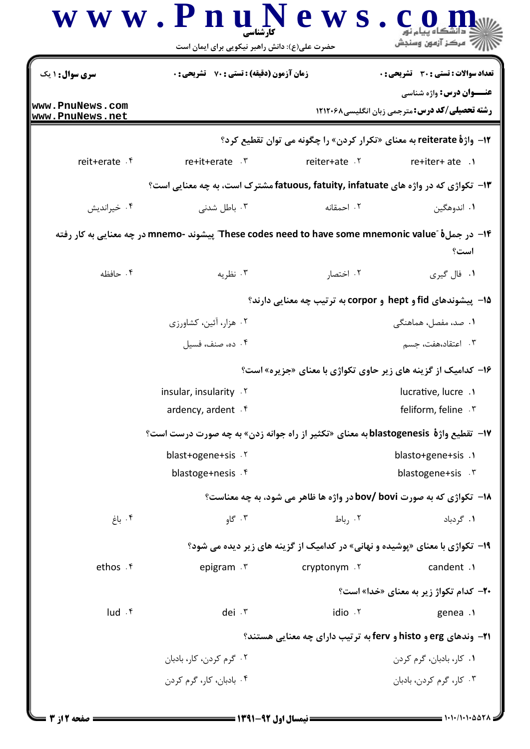**سری سوال:** ۱ یک

**زمان آزمون (دقیقه) :** تستی : ۷۰ تشریحی : ۰

**تعداد سوالات :** تستی : ۳۰ تشریحی : ۰

**عنـــوان درس:** واژه شناسی

**رشته تحصیلی/کد درس:** مترجمی زبان انگلیسی۱۲۱۲۰۶۸

۱۲- واژهٔ reiterate به معنای «تکرار کردن» را چگونه می توان تقطیع کرد؟

۱. re+iter+ ate
۲. reiter+ate
۳. re+it+erate
۴. reit+erate

۱۳- تکواژی که در واژه های fatuous, fatuity, infatuate مشترک است، به چه معنایی است؟

۱. اندوهگین
۲. احمقانه
۳. باطل شدنی
۴. خیراندیش

۱۴- در جملهٔ "These codes need to have some mnemonic value" پیشوند -mnemo در چه معنایی به کار رفته است؟

۱. فال گیری
۲. اختصار
۳. نظریه
۴. حافظه

۱۵- پیشوندهای fid و hept و corpor به ترتیب چه معنایی دارند؟

۱. صد، مفصل، هماهنگی
۲. هزار، آئین، کشاورزی
۳. اعتقاد،هفت، جسم
۴. ده، صنف، فسیل

۱۶- کدامیک از گزینه های زیر حاوی تکواژی با معنای «جزیره» است؟

۱. lucrative, lucre
۲. insular, insularity
۳. feliform, feline
۴. ardency, ardent

۱۷- تقطیع واژهٔ blastogenesis به معنای «تکثیر از راه جوانه زدن» به چه صورت درست است؟

۱. blasto+gene+sis
۲. blast+ogene+sis
۳. blastogene+sis
۴. blastoge+nesis

۱۸- تکواژی که به صورت bov/ bovi در واژه ها ظاهر می شود، به چه معناست؟

۱. گردباد
۲. رباط
۳. گاو
۴. باغ

۱۹- تکواژی با معنای «پوشیده و نهانی» در کدامیک از گزینه های زیر دیده می شود؟

۱. candent
۲. cryptonym
۳. epigram
۴. ethos

۲۰- کدام تکواژ زیر به معنای «خدا» است؟

۱. genea
۲. idio
۳. dei
۴. lud

۲۱- وندهای erg و histo و ferv به ترتیب دارای چه معنایی هستند؟

۱. کار، بادبان، گرم کردن
۲. گرم کردن، کار، بادبان
۳. کار، گرم کردن، بادبان
۴. بادبان، کار، گرم کردن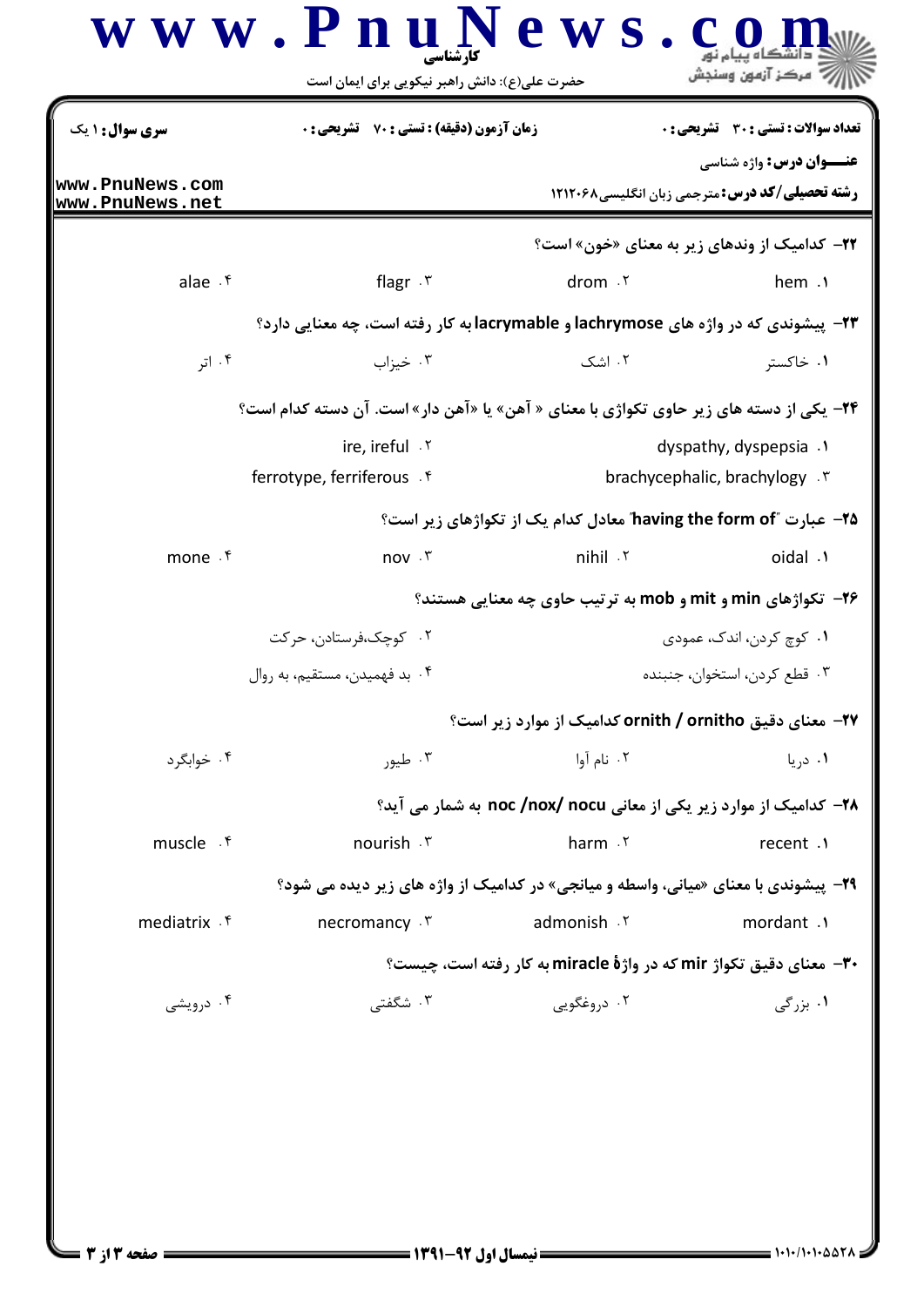**۲۲-** کدامیک از وندهای زیر به معنای «خون» است؟

۱. hem
۲. drom
۳. flagr
۴. alae

**۲۳-** پیشوندی که در واژه های lachrymose و lacrymable به کار رفته است، چه معنایی دارد؟

۱. خاکستر
۲. اشک
۳. خیزاب
۴. اتر

**۲۴-** یکی از دسته های زیر حاوی تکواژی با معنای « آهن» یا «آهن دار» است. آن دسته کدام است؟

۱. dyspathy, dyspepsia
۲. ire, ireful
۳. brachycephalic, brachylogy
۴. ferrotype, ferriferous

**۲۵-** عبارت "having the form of" معادل کدام یک از تکواژهای زیر است؟

۱. oidal
۲. nihil
۳. nov
۴. mone

**۲۶-** تکواژهای min و mit و mob به ترتیب حاوی چه معنایی هستند؟

۱. کوچ کردن، اندک، عمودی
۲. کوچک،فرستادن، حرکت
۳. قطع کردن، استخوان، جنبنده
۴. بد فهمیدن، مستقیم، به روال

**۲۷-** معنای دقیق ornith / ornitho کدامیک از موارد زیر است؟

۱. دریا
۲. نام آوا
۳. طیور
۴. خوابگرد

**۲۸-** کدامیک از موارد زیر یکی از معانی noc /nox/ nocu به شمار می آید؟

۱. recent
۲. harm
۳. nourish
۴. muscle

**۲۹-** پیشوندی با معنای «میانی، واسطه و میانجی» در کدامیک از واژه های زیر دیده می شود؟

۱. mordant
۲. admonish
۳. necromancy
۴. mediatrix

**۳۰-** معنای دقیق تکواژ mir که در واژهٔ miracle به کار رفته است، چیست؟

۱. بزرگی
۲. دروغگویی
۳. شگفتی
۴. درویشی